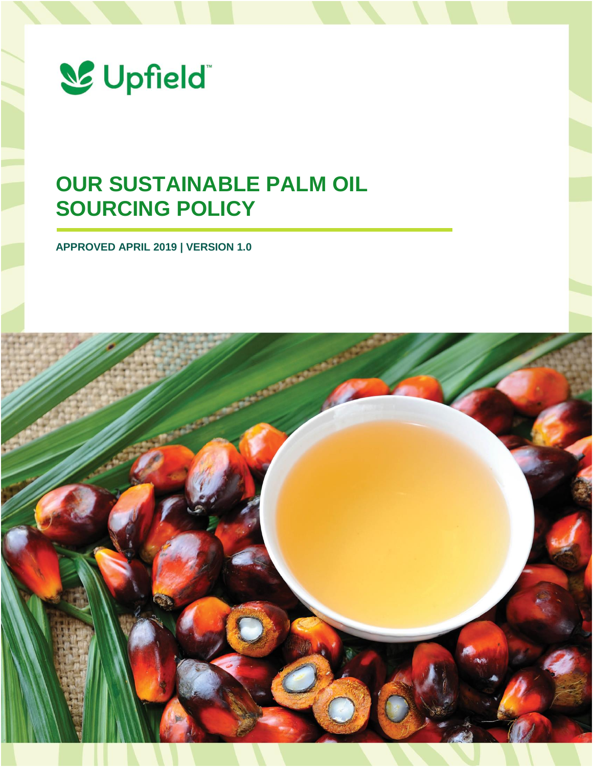Upfield™

# OUR SUSTAINABLE PALM OIL SOURCING POLICY

**APPROVED APRIL 2019 | VERSION 1.0**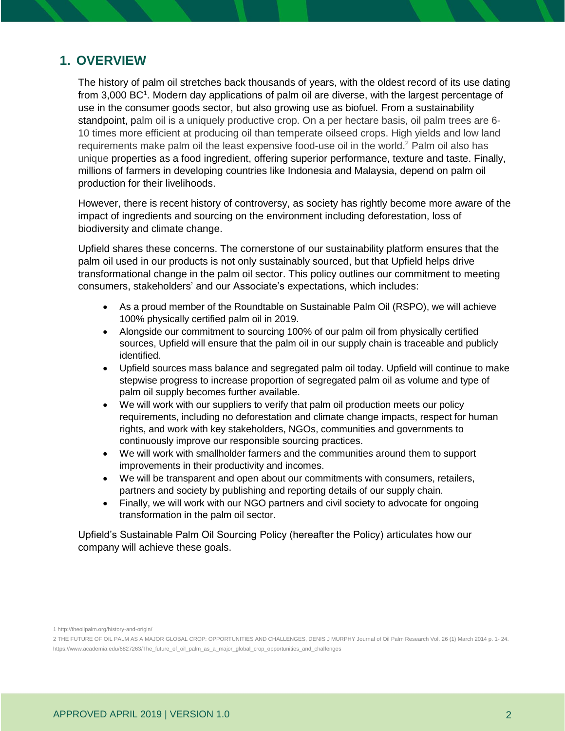## 1. OVERVIEW

The history of palm oil stretches back thousands of years, with the oldest record of its use dating from 3,000 BC[1]. Modern day applications of palm oil are diverse, with the largest percentage of use in the consumer goods sector, but also growing use as biofuel. From a sustainability standpoint, palm oil is a uniquely productive crop. On a per hectare basis, oil palm trees are 6-10 times more efficient at producing oil than temperate oilseed crops. High yields and low land requirements make palm oil the least expensive food-use oil in the world.[2] Palm oil also has unique properties as a food ingredient, offering superior performance, texture and taste. Finally, millions of farmers in developing countries like Indonesia and Malaysia, depend on palm oil production for their livelihoods.

However, there is recent history of controversy, as society has rightly become more aware of the impact of ingredients and sourcing on the environment including deforestation, loss of biodiversity and climate change.

Upfield shares these concerns. The cornerstone of our sustainability platform ensures that the palm oil used in our products is not only sustainably sourced, but that Upfield helps drive transformational change in the palm oil sector. This policy outlines our commitment to meeting consumers, stakeholders' and our Associate's expectations, which includes:

- As a proud member of the Roundtable on Sustainable Palm Oil (RSPO), we will achieve 100% physically certified palm oil in 2019.
- Alongside our commitment to sourcing 100% of our palm oil from physically certified sources, Upfield will ensure that the palm oil in our supply chain is traceable and publicly identified.
- Upfield sources mass balance and segregated palm oil today. Upfield will continue to make stepwise progress to increase proportion of segregated palm oil as volume and type of palm oil supply becomes further available.
- We will work with our suppliers to verify that palm oil production meets our policy requirements, including no deforestation and climate change impacts, respect for human rights, and work with key stakeholders, NGOs, communities and governments to continuously improve our responsible sourcing practices.
- We will work with smallholder farmers and the communities around them to support improvements in their productivity and incomes.
- We will be transparent and open about our commitments with consumers, retailers, partners and society by publishing and reporting details of our supply chain.
- Finally, we will work with our NGO partners and civil society to advocate for ongoing transformation in the palm oil sector.

Upfield's Sustainable Palm Oil Sourcing Policy (hereafter the Policy) articulates how our company will achieve these goals.

1 http://theoilpalm.org/history-and-origin/

2 THE FUTURE OF OIL PALM AS A MAJOR GLOBAL CROP: OPPORTUNITIES AND CHALLENGES, DENIS J MURPHY Journal of Oil Palm Research Vol. 26 (1) March 2014 p. 1- 24. https://www.academia.edu/6827263/The_future_of_oil_palm_as_a_major_global_crop_opportunities_and_challenges

APPROVED APRIL 2019 | VERSION 1.0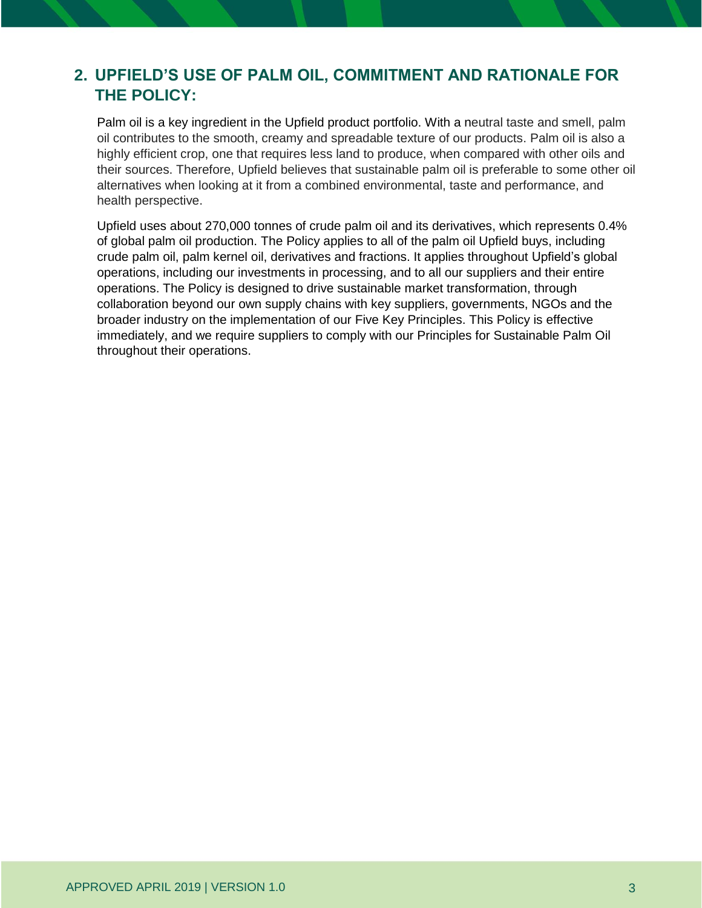## 2. UPFIELD'S USE OF PALM OIL, COMMITMENT AND RATIONALE FOR THE POLICY:

Palm oil is a key ingredient in the Upfield product portfolio. With a neutral taste and smell, palm oil contributes to the smooth, creamy and spreadable texture of our products. Palm oil is also a highly efficient crop, one that requires less land to produce, when compared with other oils and their sources. Therefore, Upfield believes that sustainable palm oil is preferable to some other oil alternatives when looking at it from a combined environmental, taste and performance, and health perspective.

Upfield uses about 270,000 tonnes of crude palm oil and its derivatives, which represents 0.4% of global palm oil production. The Policy applies to all of the palm oil Upfield buys, including crude palm oil, palm kernel oil, derivatives and fractions. It applies throughout Upfield's global operations, including our investments in processing, and to all our suppliers and their entire operations. The Policy is designed to drive sustainable market transformation, through collaboration beyond our own supply chains with key suppliers, governments, NGOs and the broader industry on the implementation of our Five Key Principles. This Policy is effective immediately, and we require suppliers to comply with our Principles for Sustainable Palm Oil throughout their operations.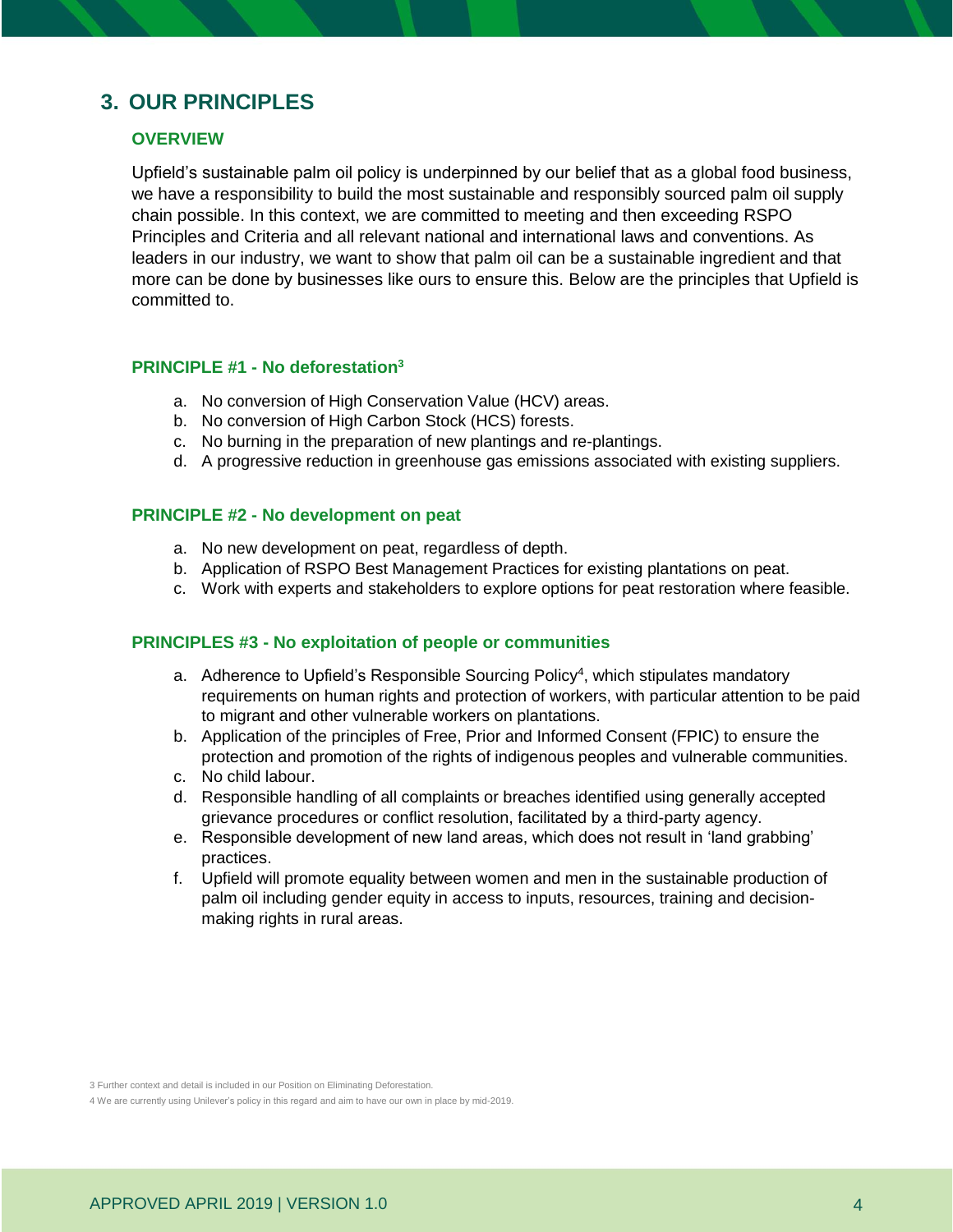## 3. OUR PRINCIPLES

### OVERVIEW

Upfield's sustainable palm oil policy is underpinned by our belief that as a global food business, we have a responsibility to build the most sustainable and responsibly sourced palm oil supply chain possible. In this context, we are committed to meeting and then exceeding RSPO Principles and Criteria and all relevant national and international laws and conventions. As leaders in our industry, we want to show that palm oil can be a sustainable ingredient and that more can be done by businesses like ours to ensure this. Below are the principles that Upfield is committed to.

### PRINCIPLE #1 - No deforestation[3]

a. No conversion of High Conservation Value (HCV) areas.
b. No conversion of High Carbon Stock (HCS) forests.
c. No burning in the preparation of new plantings and re-plantings.
d. A progressive reduction in greenhouse gas emissions associated with existing suppliers.

### PRINCIPLE #2 - No development on peat

a. No new development on peat, regardless of depth.
b. Application of RSPO Best Management Practices for existing plantations on peat.
c. Work with experts and stakeholders to explore options for peat restoration where feasible.

### PRINCIPLES #3 - No exploitation of people or communities

a. Adherence to Upfield's Responsible Sourcing Policy[4], which stipulates mandatory requirements on human rights and protection of workers, with particular attention to be paid to migrant and other vulnerable workers on plantations.
b. Application of the principles of Free, Prior and Informed Consent (FPIC) to ensure the protection and promotion of the rights of indigenous peoples and vulnerable communities.
c. No child labour.
d. Responsible handling of all complaints or breaches identified using generally accepted grievance procedures or conflict resolution, facilitated by a third-party agency.
e. Responsible development of new land areas, which does not result in 'land grabbing' practices.
f. Upfield will promote equality between women and men in the sustainable production of palm oil including gender equity in access to inputs, resources, training and decision-making rights in rural areas.

3 Further context and detail is included in our Position on Eliminating Deforestation.

4 We are currently using Unilever's policy in this regard and aim to have our own in place by mid-2019.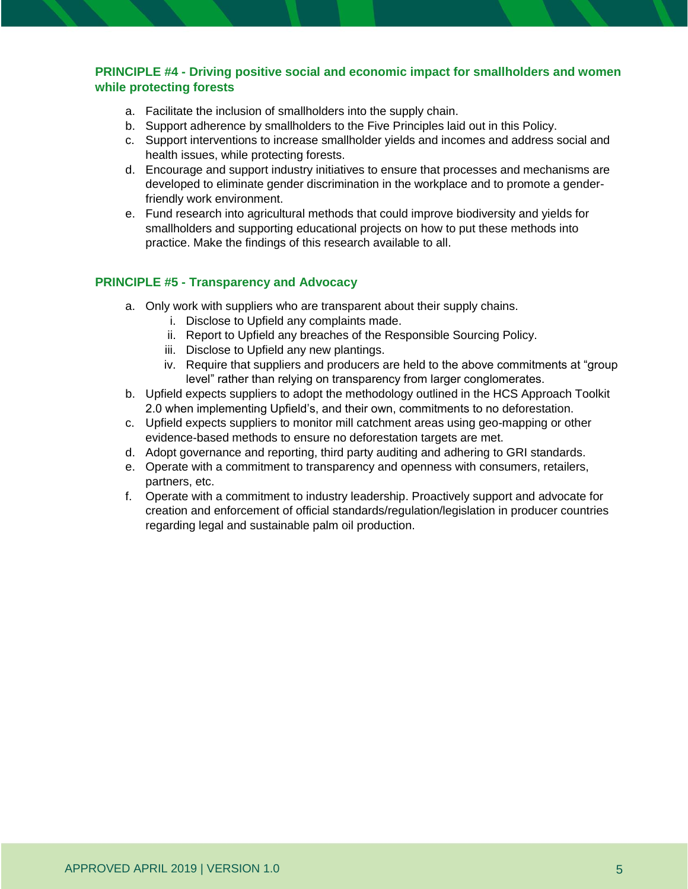### PRINCIPLE #4 - Driving positive social and economic impact for smallholders and women while protecting forests

a. Facilitate the inclusion of smallholders into the supply chain.
b. Support adherence by smallholders to the Five Principles laid out in this Policy.
c. Support interventions to increase smallholder yields and incomes and address social and health issues, while protecting forests.
d. Encourage and support industry initiatives to ensure that processes and mechanisms are developed to eliminate gender discrimination in the workplace and to promote a gender-friendly work environment.
e. Fund research into agricultural methods that could improve biodiversity and yields for smallholders and supporting educational projects on how to put these methods into practice. Make the findings of this research available to all.

### PRINCIPLE #5 - Transparency and Advocacy

a. Only work with suppliers who are transparent about their supply chains.
   i. Disclose to Upfield any complaints made.
   ii. Report to Upfield any breaches of the Responsible Sourcing Policy.
   iii. Disclose to Upfield any new plantings.
   iv. Require that suppliers and producers are held to the above commitments at "group level" rather than relying on transparency from larger conglomerates.
b. Upfield expects suppliers to adopt the methodology outlined in the HCS Approach Toolkit 2.0 when implementing Upfield's, and their own, commitments to no deforestation.
c. Upfield expects suppliers to monitor mill catchment areas using geo-mapping or other evidence-based methods to ensure no deforestation targets are met.
d. Adopt governance and reporting, third party auditing and adhering to GRI standards.
e. Operate with a commitment to transparency and openness with consumers, retailers, partners, etc.
f. Operate with a commitment to industry leadership. Proactively support and advocate for creation and enforcement of official standards/regulation/legislation in producer countries regarding legal and sustainable palm oil production.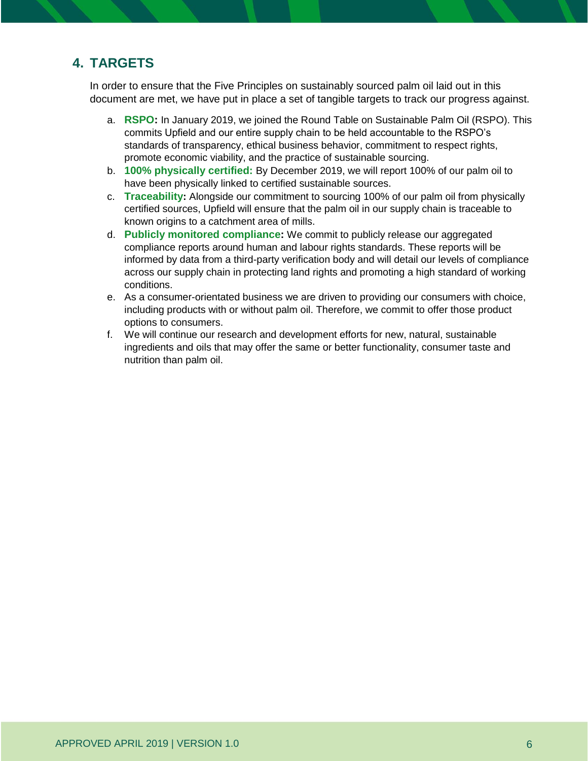## 4. TARGETS

In order to ensure that the Five Principles on sustainably sourced palm oil laid out in this document are met, we have put in place a set of tangible targets to track our progress against.

a. **RSPO:** In January 2019, we joined the Round Table on Sustainable Palm Oil (RSPO). This commits Upfield and our entire supply chain to be held accountable to the RSPO's standards of transparency, ethical business behavior, commitment to respect rights, promote economic viability, and the practice of sustainable sourcing.

b. **100% physically certified:** By December 2019, we will report 100% of our palm oil to have been physically linked to certified sustainable sources.

c. **Traceability:** Alongside our commitment to sourcing 100% of our palm oil from physically certified sources, Upfield will ensure that the palm oil in our supply chain is traceable to known origins to a catchment area of mills.

d. **Publicly monitored compliance:** We commit to publicly release our aggregated compliance reports around human and labour rights standards. These reports will be informed by data from a third-party verification body and will detail our levels of compliance across our supply chain in protecting land rights and promoting a high standard of working conditions.

e. As a consumer-orientated business we are driven to providing our consumers with choice, including products with or without palm oil. Therefore, we commit to offer those product options to consumers.

f. We will continue our research and development efforts for new, natural, sustainable ingredients and oils that may offer the same or better functionality, consumer taste and nutrition than palm oil.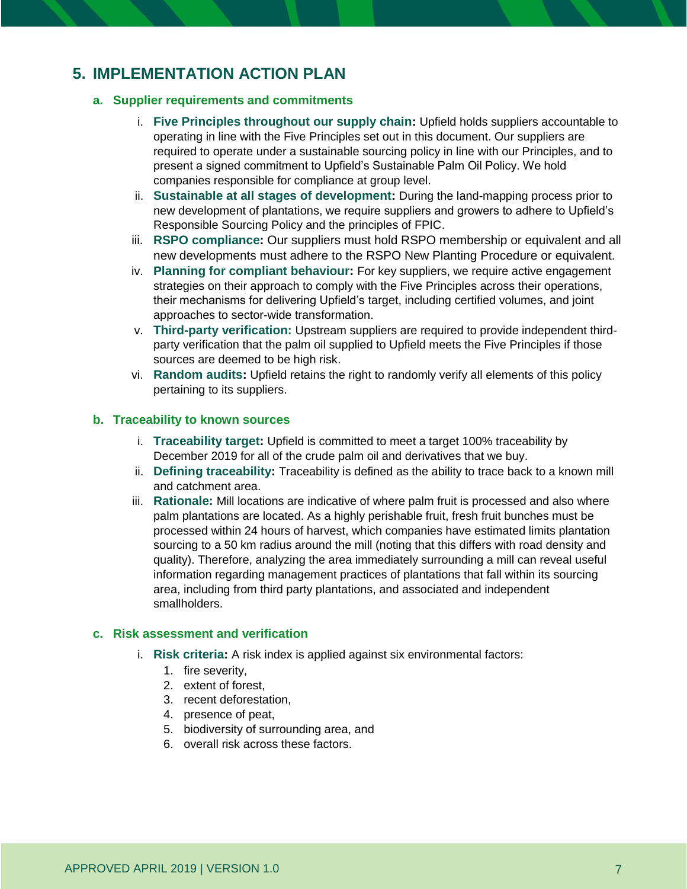## 5. IMPLEMENTATION ACTION PLAN

### a. Supplier requirements and commitments

i. **Five Principles throughout our supply chain:** Upfield holds suppliers accountable to operating in line with the Five Principles set out in this document. Our suppliers are required to operate under a sustainable sourcing policy in line with our Principles, and to present a signed commitment to Upfield's Sustainable Palm Oil Policy. We hold companies responsible for compliance at group level.

ii. **Sustainable at all stages of development:** During the land-mapping process prior to new development of plantations, we require suppliers and growers to adhere to Upfield's Responsible Sourcing Policy and the principles of FPIC.

iii. **RSPO compliance:** Our suppliers must hold RSPO membership or equivalent and all new developments must adhere to the RSPO New Planting Procedure or equivalent.

iv. **Planning for compliant behaviour:** For key suppliers, we require active engagement strategies on their approach to comply with the Five Principles across their operations, their mechanisms for delivering Upfield's target, including certified volumes, and joint approaches to sector-wide transformation.

v. **Third-party verification:** Upstream suppliers are required to provide independent third-party verification that the palm oil supplied to Upfield meets the Five Principles if those sources are deemed to be high risk.

vi. **Random audits:** Upfield retains the right to randomly verify all elements of this policy pertaining to its suppliers.

### b. Traceability to known sources

i. **Traceability target:** Upfield is committed to meet a target 100% traceability by December 2019 for all of the crude palm oil and derivatives that we buy.

ii. **Defining traceability:** Traceability is defined as the ability to trace back to a known mill and catchment area.

iii. **Rationale:** Mill locations are indicative of where palm fruit is processed and also where palm plantations are located. As a highly perishable fruit, fresh fruit bunches must be processed within 24 hours of harvest, which companies have estimated limits plantation sourcing to a 50 km radius around the mill (noting that this differs with road density and quality). Therefore, analyzing the area immediately surrounding a mill can reveal useful information regarding management practices of plantations that fall within its sourcing area, including from third party plantations, and associated and independent smallholders.

### c. Risk assessment and verification

i. **Risk criteria:** A risk index is applied against six environmental factors:
   1. fire severity,
   2. extent of forest,
   3. recent deforestation,
   4. presence of peat,
   5. biodiversity of surrounding area, and
   6. overall risk across these factors.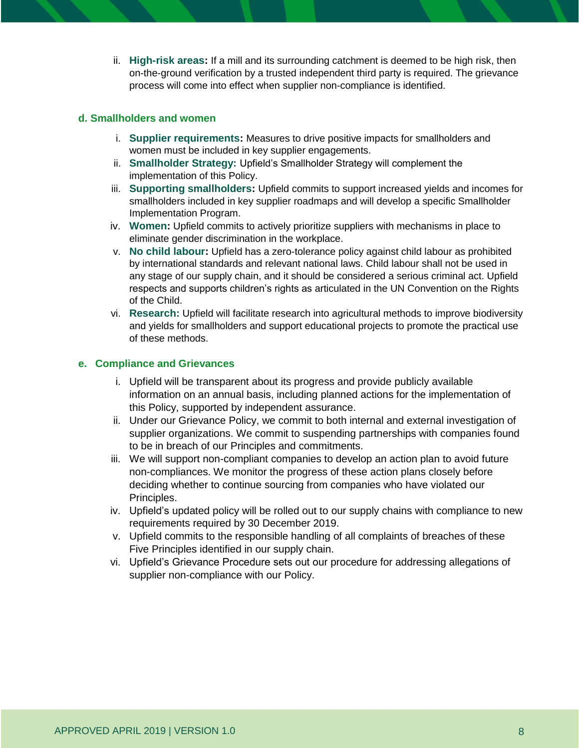ii. **High-risk areas:** If a mill and its surrounding catchment is deemed to be high risk, then on-the-ground verification by a trusted independent third party is required. The grievance process will come into effect when supplier non-compliance is identified.

### d. Smallholders and women

i. **Supplier requirements:** Measures to drive positive impacts for smallholders and women must be included in key supplier engagements.
ii. **Smallholder Strategy:** Upfield's Smallholder Strategy will complement the implementation of this Policy.
iii. **Supporting smallholders:** Upfield commits to support increased yields and incomes for smallholders included in key supplier roadmaps and will develop a specific Smallholder Implementation Program.
iv. **Women:** Upfield commits to actively prioritize suppliers with mechanisms in place to eliminate gender discrimination in the workplace.
v. **No child labour:** Upfield has a zero-tolerance policy against child labour as prohibited by international standards and relevant national laws. Child labour shall not be used in any stage of our supply chain, and it should be considered a serious criminal act. Upfield respects and supports children's rights as articulated in the UN Convention on the Rights of the Child.
vi. **Research:** Upfield will facilitate research into agricultural methods to improve biodiversity and yields for smallholders and support educational projects to promote the practical use of these methods.

### e. Compliance and Grievances

i. Upfield will be transparent about its progress and provide publicly available information on an annual basis, including planned actions for the implementation of this Policy, supported by independent assurance.
ii. Under our Grievance Policy, we commit to both internal and external investigation of supplier organizations. We commit to suspending partnerships with companies found to be in breach of our Principles and commitments.
iii. We will support non-compliant companies to develop an action plan to avoid future non-compliances. We monitor the progress of these action plans closely before deciding whether to continue sourcing from companies who have violated our Principles.
iv. Upfield's updated policy will be rolled out to our supply chains with compliance to new requirements required by 30 December 2019.
v. Upfield commits to the responsible handling of all complaints of breaches of these Five Principles identified in our supply chain.
vi. Upfield's Grievance Procedure sets out our procedure for addressing allegations of supplier non-compliance with our Policy.